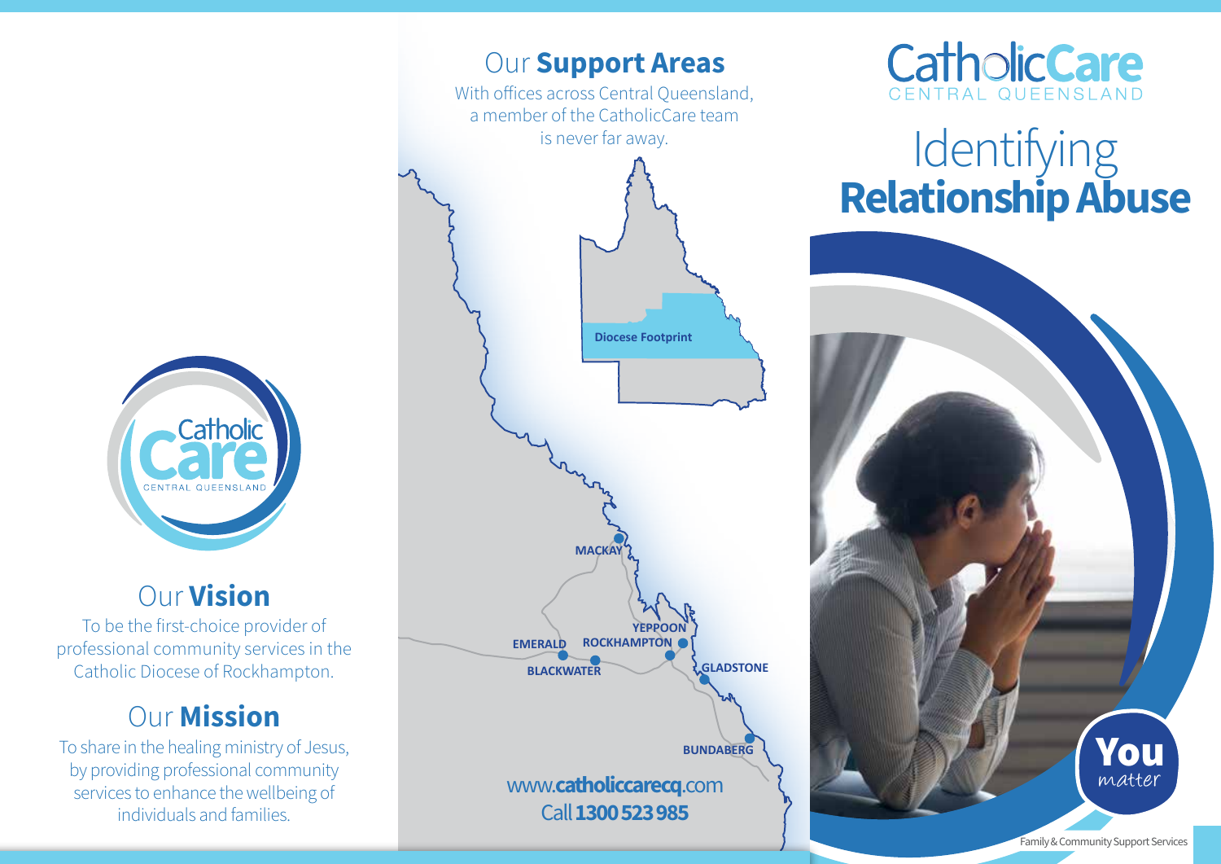# CatholicCare CENTRAL QUEENSLAND

# Identifying **Relationship Abuse**

**You** *matter*

Family & Community Support Services

## Our **Vision**

To be the first-choice provider of professional community services in the Catholic Diocese of Rockhampton.

## Our **Mission**

To share in the healing ministry of Jesus, by providing professional community services to enhance the wellbeing of individuals and families.

## Our **Support Areas**

With offices across Central Queensland, a member of the CatholicCare team is never far away.

Diocese Footprint

MACKAY
YEPPOON
ROCKHAMPTON
EMERALD
BLACKWATER
GLADSTONE
BUNDABERG

www.**catholiccarecq**.com

Call **1300 523 985**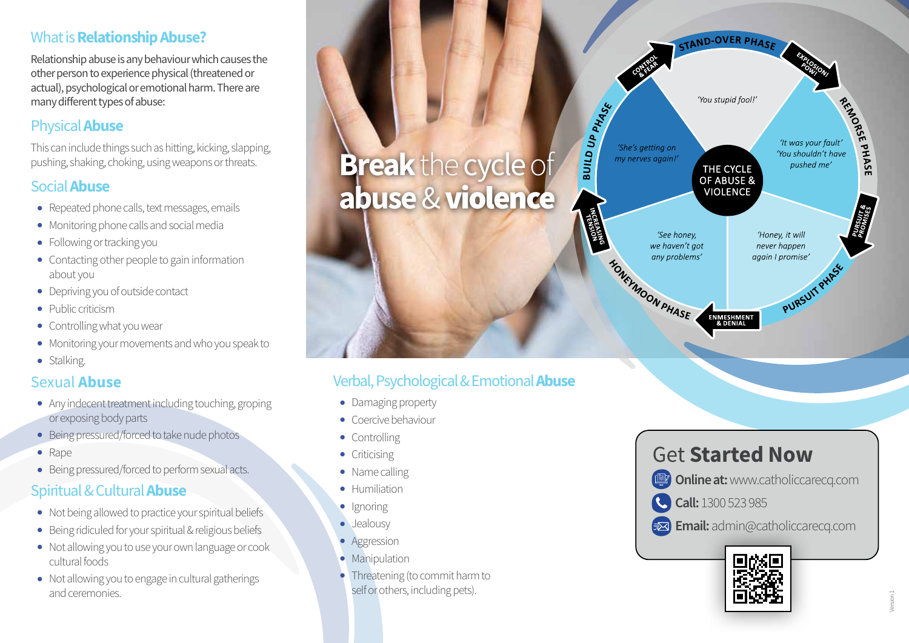## What is **Relationship Abuse?**

Relationship abuse is any behaviour which causes the other person to experience physical (threatened or actual), psychological or emotional harm. There are many different types of abuse:

### Physical **Abuse**

This can include things such as hitting, kicking, slapping, pushing, shaking, choking, using weapons or threats.

### Social **Abuse**

- Repeated phone calls, text messages, emails
- Monitoring phone calls and social media
- Following or tracking you
- Contacting other people to gain information about you
- Depriving you of outside contact
- Public criticism
- Controlling what you wear
- Monitoring your movements and who you speak to
- Stalking.

### Sexual **Abuse**

- Any indecent treatment including touching, groping or exposing body parts
- Being pressured/forced to take nude photos
- Rape
- Being pressured/forced to perform sexual acts.

### Spiritual & Cultural **Abuse**

- Not being allowed to practice your spiritual beliefs
- Being ridiculed for your spiritual & religious beliefs
- Not allowing you to use your own language or cook cultural foods
- Not allowing you to engage in cultural gatherings and ceremonies.

# **Break** the cycle of **abuse** & **violence**

THE CYCLE OF ABUSE & VIOLENCE

STAND-OVER PHASE

'You stupid fool!'

EXPLOSION! POW!

REMORSE PHASE

'It was your fault' 'You shouldn't have pushed me'

PURSUIT & PROMISES

PURSUIT PHASE

'Honey, it will never happen again I promise'

ENMESHMENT & DENIAL

HONEYMOON PHASE

'See honey, we haven't got any problems'

INCREASING TENSION

BUILD UP PHASE

'She's getting on my nerves again!'

CONTROL & FEAR

### Verbal, Psychological & Emotional **Abuse**

- Damaging property
- Coercive behaviour
- Controlling
- Criticising
- Name calling
- Humiliation
- Ignoring
- Jealousy
- Aggression
- Manipulation
- Threatening (to commit harm to self or others, including pets).

## Get **Started Now**

**Online at:** www.catholiccarecq.com

**Call:** 1300 523 985

**Email:** admin@catholiccarecq.com

Version 1